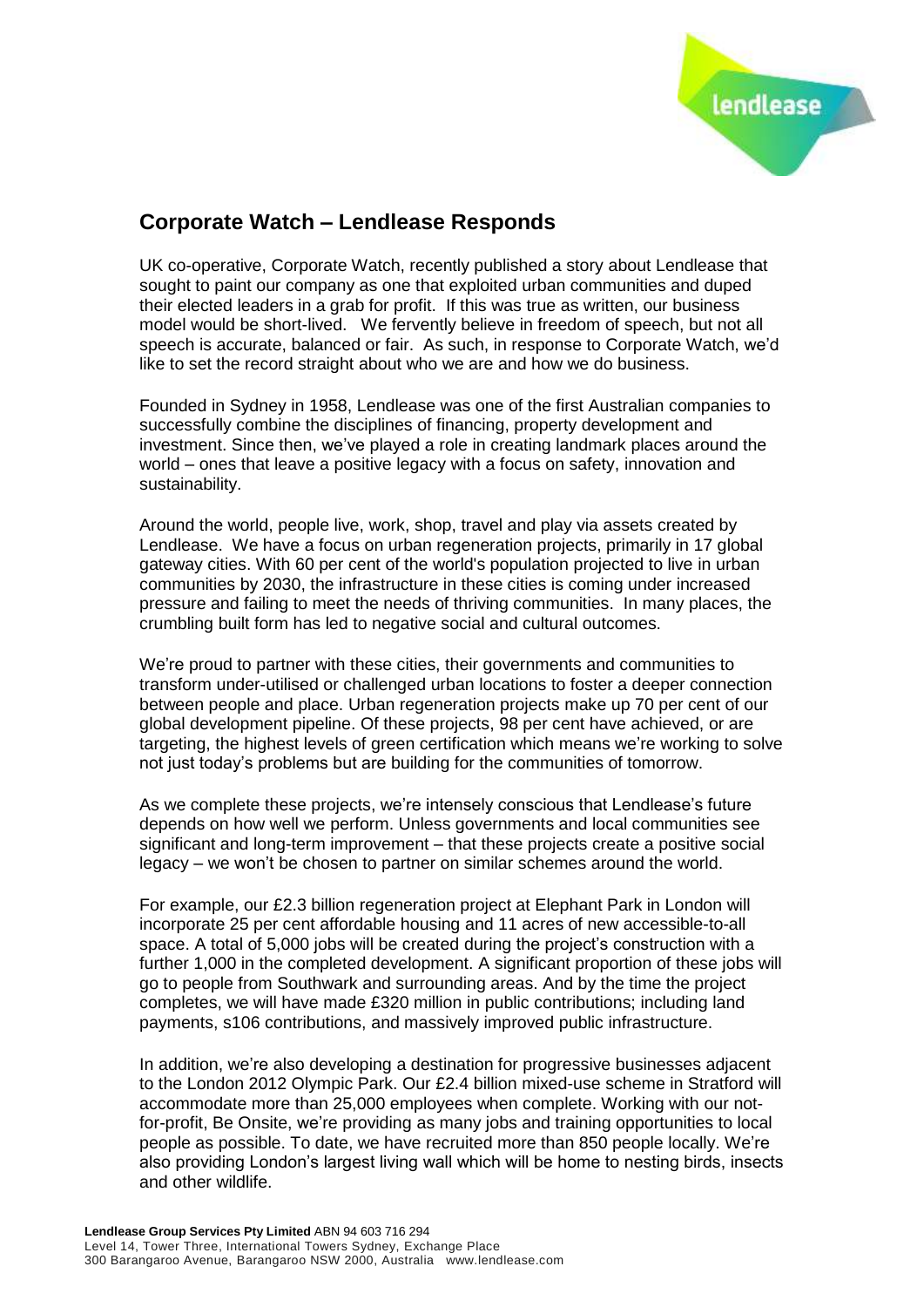## Corporate Watch – Lendlease Responds

UK co-operative, Corporate Watch, recently published a story about Lendlease that sought to paint our company as one that exploited urban communities and duped their elected leaders in a grab for profit. If this was true as written, our business model would be short-lived. We fervently believe in freedom of speech, but not all speech is accurate, balanced or fair. As such, in response to Corporate Watch, we'd like to set the record straight about who we are and how we do business.

Founded in Sydney in 1958, Lendlease was one of the first Australian companies to successfully combine the disciplines of financing, property development and investment. Since then, we've played a role in creating landmark places around the world – ones that leave a positive legacy with a focus on safety, innovation and sustainability.

Around the world, people live, work, shop, travel and play via assets created by Lendlease. We have a focus on urban regeneration projects, primarily in 17 global gateway cities. With 60 per cent of the world's population projected to live in urban communities by 2030, the infrastructure in these cities is coming under increased pressure and failing to meet the needs of thriving communities. In many places, the crumbling built form has led to negative social and cultural outcomes.

We're proud to partner with these cities, their governments and communities to transform under-utilised or challenged urban locations to foster a deeper connection between people and place. Urban regeneration projects make up 70 per cent of our global development pipeline. Of these projects, 98 per cent have achieved, or are targeting, the highest levels of green certification which means we're working to solve not just today's problems but are building for the communities of tomorrow.

As we complete these projects, we're intensely conscious that Lendlease's future depends on how well we perform. Unless governments and local communities see significant and long-term improvement – that these projects create a positive social legacy – we won't be chosen to partner on similar schemes around the world.

For example, our £2.3 billion regeneration project at Elephant Park in London will incorporate 25 per cent affordable housing and 11 acres of new accessible-to-all space. A total of 5,000 jobs will be created during the project's construction with a further 1,000 in the completed development. A significant proportion of these jobs will go to people from Southwark and surrounding areas. And by the time the project completes, we will have made £320 million in public contributions; including land payments, s106 contributions, and massively improved public infrastructure.

In addition, we're also developing a destination for progressive businesses adjacent to the London 2012 Olympic Park. Our £2.4 billion mixed-use scheme in Stratford will accommodate more than 25,000 employees when complete. Working with our not-for-profit, Be Onsite, we're providing as many jobs and training opportunities to local people as possible. To date, we have recruited more than 850 people locally. We're also providing London's largest living wall which will be home to nesting birds, insects and other wildlife.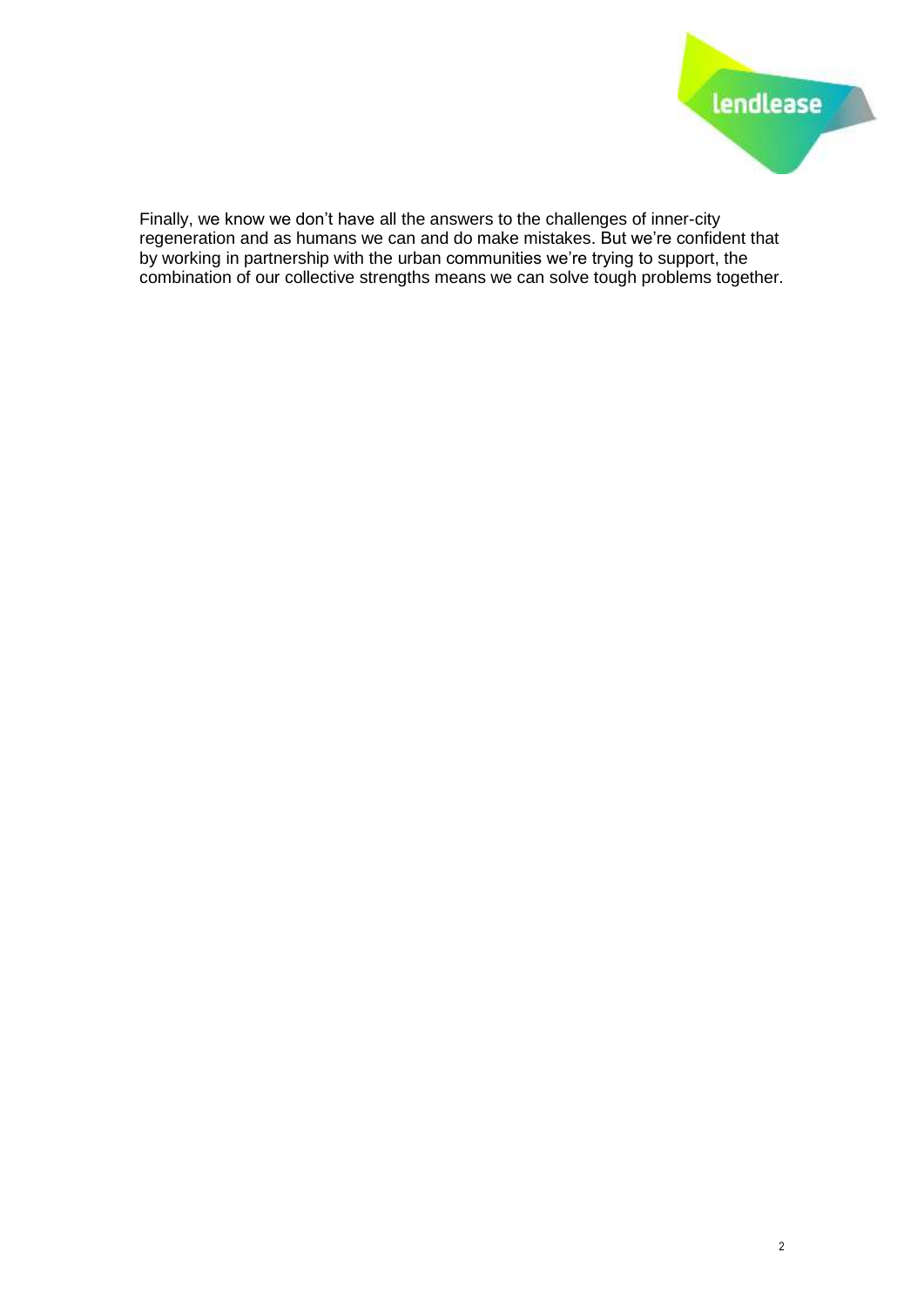Finally, we know we don't have all the answers to the challenges of inner-city regeneration and as humans we can and do make mistakes. But we're confident that by working in partnership with the urban communities we're trying to support, the combination of our collective strengths means we can solve tough problems together.